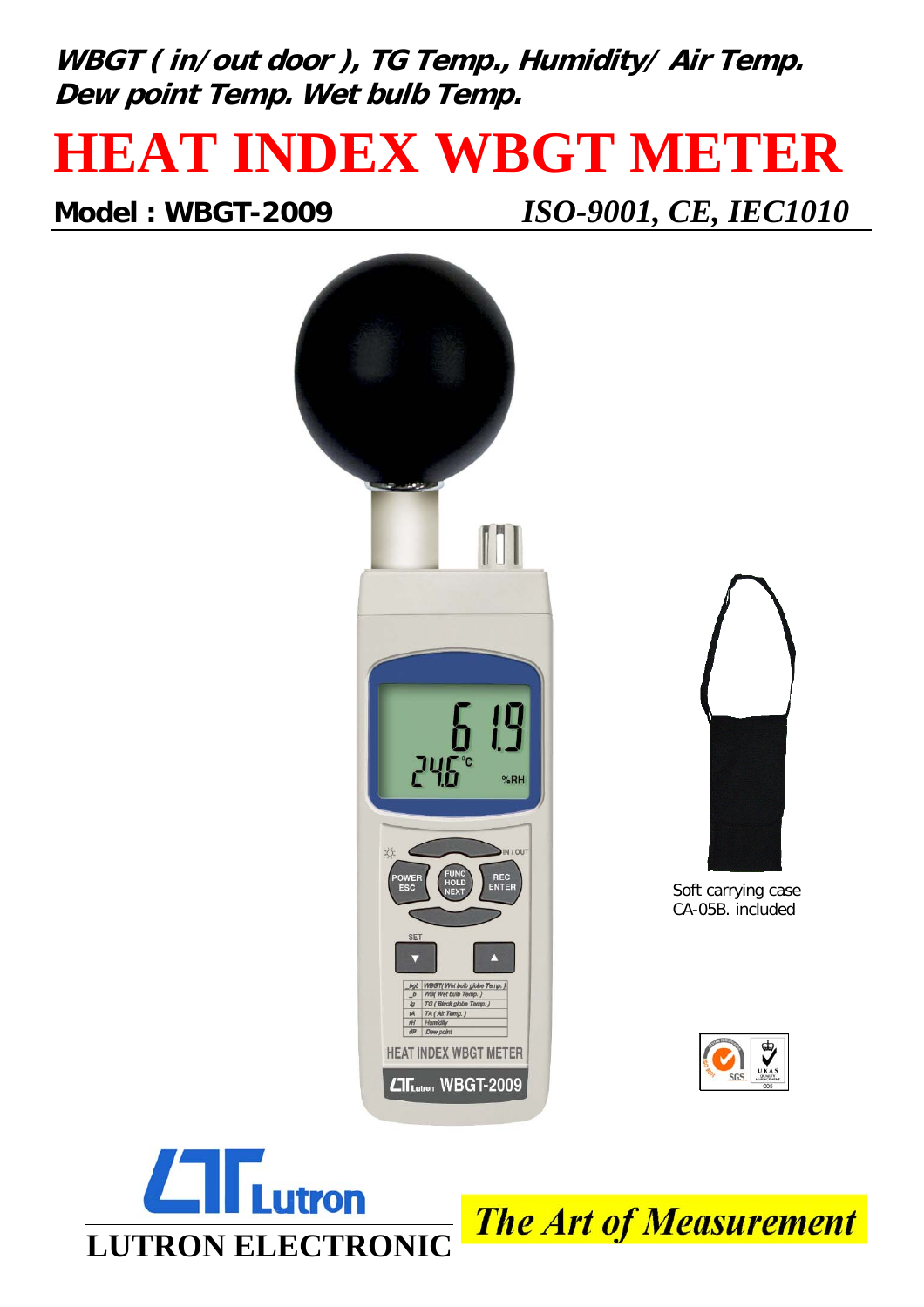**WBGT ( in/out door ), TG Temp., Humidity/ Air Temp. Dew point Temp. Wet bulb Temp.**

# HEAT INDEX WBGT METER

**Model : WBGT-2009** *ISO-9001, CE, IEC1010*

Soft carrying case CA-05B. included

LUTRON ELECTRONIC

*The Art of Measurement*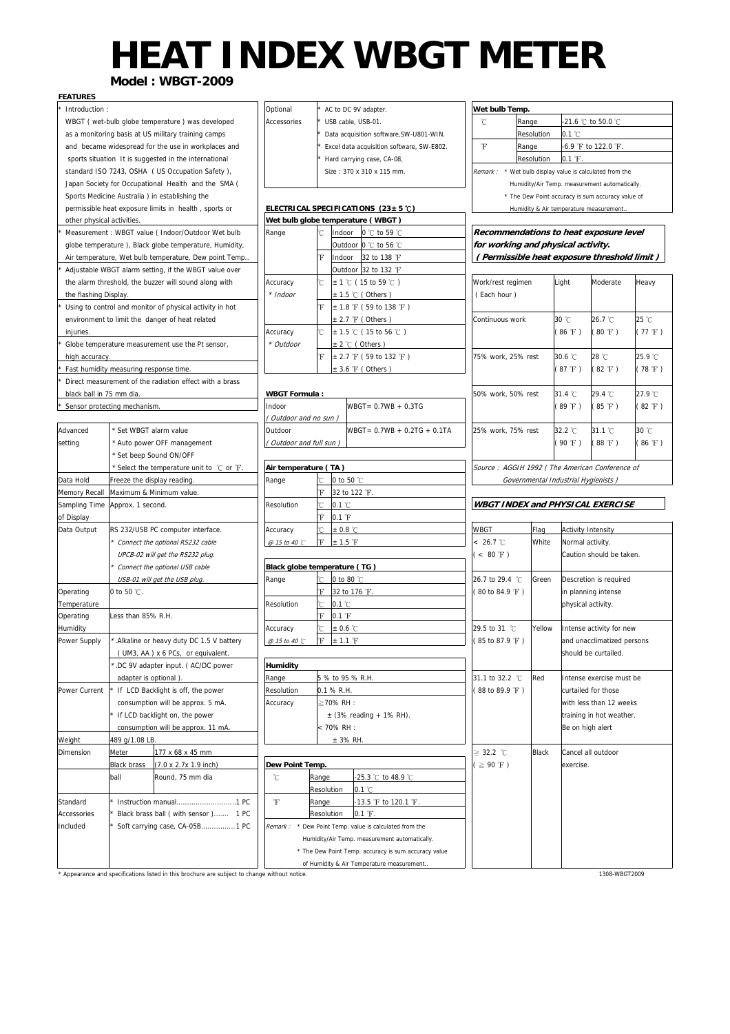# HEAT INDEX WBGT METER

**Model : WBGT-2009**

## FEATURES

| | | |
|---|---|---|
| * Introduction : WBGT ( wet-bulb globe temperature ) was developed as a monitoring basis at US military training camps and became widespread for the use in workplaces and sports situation It is suggested in the international standard ISO 7243, OSHA ( US Occupation Safety ), Japan Society for Occupational Health and the SMA ( Sports Medicine Australia ) in establishing the permissible heat exposure limits in health , sports or other physical activities. | | |
| * Measurement : WBGT value ( Indoor/Outdoor Wet bulb globe temperature ), Black globe temperature, Humidity, Air temperature, Wet bulb temperature, Dew point Temp.. | | |
| * Adjustable WBGT alarm setting, if the WBGT value over the alarm threshold, the buzzer will sound along with the flashing Display. | | |
| * Using to control and monitor of physical activity in hot environment to limit the danger of heat related injuries. | | |
| * Globe temperature measurement use the Pt sensor, high accuracy. | | |
| * Fast humidity measuring response time. | | |
| * Direct measurement of the radiation effect with a brass black ball in 75 mm dia. | | |
| * Sensor protecting mechanism. | | |
| Advanced setting | * Set WBGT alarm value<br>* Auto power OFF management<br>* Set beep Sound ON/OFF<br>* Select the temperature unit to ℃ or ℉. | |
| Data Hold | Freeze the display reading. | |
| Memory Recall | Maximum & Minimum value. | |
| Sampling Time of Display | Approx. 1 second. | |
| Data Output | RS 232/USB PC computer interface.<br>* Connect the optional RS232 cable UPCB-02 will get the RS232 plug.<br>* Connect the optional USB cable USB-01 will get the USB plug. | |
| Operating Temperature | 0 to 50 ℃. | |
| Operating Humidity | Less than 85% R.H. | |
| Power Supply | *.Alkaline or heavy duty DC 1.5 V battery ( UM3, AA ) x 6 PCs, or equivalent.<br>*.DC 9V adapter input. ( AC/DC power adapter is optional ). | |
| Power Current | * If LCD Backlight is off, the power consumption will be approx. 5 mA.<br>* If LCD backlight on, the power consumption will be approx. 11 mA. | |
| Weight | 489 g/1.08 LB. | |
| Dimension | Meter | 177 x 68 x 45 mm |
| | Black brass ball | (7.0 x 2.7x 1.9 inch)<br>Round, 75 mm dia |
| Standard Accessories Included | * Instruction manual............................1 PC<br>* Black brass ball ( with sensor )....... 1 PC<br>* Soft carrying case, CA-05B................1 PC | |

| | |
|---|---|
| Optional Accessories | * AC to DC 9V adapter.<br>* USB cable, USB-01.<br>* Data acquisition software,SW-U801-WIN.<br>* Excel data acquisition software, SW-E802.<br>* Hard carrying case, CA-08, Size : 370 x 310 x 115 mm. |

## ELECTRICAL SPECIFICATIONS (23± 5 ℃)

**Wet bulb globe temperature ( WBGT )**

| | | | |
|---|---|---|---|
| Range | ℃ | Indoor | 0 ℃ to 59 ℃ |
| | | Outdoor | 0 ℃ to 56 ℃ |
| | ℉ | Indoor | 32 to 138 ℉ |
| | | Outdoor | 32 to 132 ℉ |
| Accuracy * Indoor | ℃ | ± 1 ℃ ( 15 to 59 ℃ ) | |
| | | ± 1.5 ℃ ( Others ) | |
| | ℉ | ± 1.8 ℉ ( 59 to 138 ℉ ) | |
| | | ± 2.7 ℉ ( Others ) | |
| Accuracy * Outdoor | ℃ | ± 1.5 ℃ ( 15 to 56 ℃ ) | |
| | | ± 2 ℃ ( Others ) | |
| | ℉ | ± 2.7 ℉ ( 59 to 132 ℉ ) | |
| | | ± 3.6 ℉ ( Others ) | |

**WBGT Formula :**

| | |
|---|---|
| Indoor ( Outdoor and no sun ) | WBGT= 0.7WB + 0.3TG |
| Outdoor ( Outdoor and full sun ) | WBGT= 0.7WB + 0.2TG + 0.1TA |

**Air temperature ( TA )**

| | | |
|---|---|---|
| Range | ℃ | 0 to 50 ℃ |
| | ℉ | 32 to 122 ℉. |
| Resolution | ℃ | 0.1 ℃ |
| | ℉ | 0.1 ℉ |
| Accuracy @ 15 to 40 ℃ | ℃ | ± 0.8 ℃ |
| | ℉ | ± 1.5 ℉ |

**Black globe temperature ( TG )**

| | | |
|---|---|---|
| Range | ℃ | 0 to 80 ℃ |
| | ℉ | 32 to 176 ℉. |
| Resolution | ℃ | 0.1 ℃ |
| | ℉ | 0.1 ℉ |
| Accuracy @ 15 to 40 ℃ | ℃ | ± 0.6 ℃ |
| | ℉ | ± 1.1 ℉ |

**Humidity**

| | |
|---|---|
| Range | 5 % to 95 % R.H. |
| Resolution | 0.1 % R.H. |
| Accuracy | ≧70% RH :<br>± (3% reading + 1% RH). |
| | < 70% RH :<br>± 3% RH. |

**Dew Point Temp.**

| | | |
|---|---|---|
| ℃ | Range | -25.3 ℃ to 48.9 ℃ |
| | Resolution | 0.1 ℃ |
| ℉ | Range | -13.5 ℉ to 120.1 ℉. |
| | Resolution | 0.1 ℉. |

Remark : * Dew Point Temp. value is calculated from the Humidity/Air Temp. measurement automatically.
* The Dew Point accuracy is sum accuracy value of Humidity & Air Temperature measurement..

**Wet bulb Temp.**

| | | |
|---|---|---|
| ℃ | Range | -21.6 ℃ to 50.0 ℃ |
| | Resolution | 0.1 ℃ |
| ℉ | Range | -6.9 ℉ to 122.0 ℉. |
| | Resolution | 0.1 ℉. |

Remark : * Wet bulb display value is calculated from the Humidity/Air Temp. measurement automatically.
* The Dew Point accuracy is sum accuracy value of Humidity & Air temperature measurement..

### *Recommendations to heat exposure level for working and physical activity. ( Permissible heat exposure threshold limit )*

| Work/rest regimen ( Each hour ) | Light | Moderate | Heavy |
|---|---|---|---|
| Continuous work | 30 ℃ ( 86 ℉ ) | 26.7 ℃ ( 80 ℉ ) | 25 ℃ ( 77 ℉ ) |
| 75% work, 25% rest | 30.6 ℃ ( 87 ℉ ) | 28 ℃ ( 82 ℉ ) | 25.9 ℃ ( 78 ℉ ) |
| 50% work, 50% rest | 31.4 ℃ ( 89 ℉ ) | 29.4 ℃ ( 85 ℉ ) | 27.9 ℃ ( 82 ℉ ) |
| 25% work, 75% rest | 32.2 ℃ ( 90 ℉ ) | 31.1 ℃ ( 88 ℉ ) | 30 ℃ ( 86 ℉ ) |

*Source : AGGIH 1992 ( The American Conference of Governmental Industrial Hygienists )*

### *WBGT INDEX and PHYSICAL EXERCISE*

| WBGT | Flag | Activity Intensity |
|---|---|---|
| < 26.7 ℃ ( < 80 ℉ ) | White | Normal activity. Caution should be taken. |
| 26.7 to 29.4 ℃ ( 80 to 84.9 ℉ ) | Green | Descretion is required in planning intense physical activity. |
| 29.5 to 31 ℃ ( 85 to 87.9 ℉ ) | Yellow | Intense activity for new and unacclimatized persons should be curtailed. |
| 31.1 to 32.2 ℃ ( 88 to 89.9 ℉ ) | Red | Intense exercise must be curtailed for those with less than 12 weeks training in hot weather. Be on high alert |
| ≧ 32.2 ℃ ( ≧ 90 ℉ ) | Black | Cancel all outdoor exercise. |

* Appearance and specifications listed in this brochure are subject to change without notice.

1308-WBGT2009